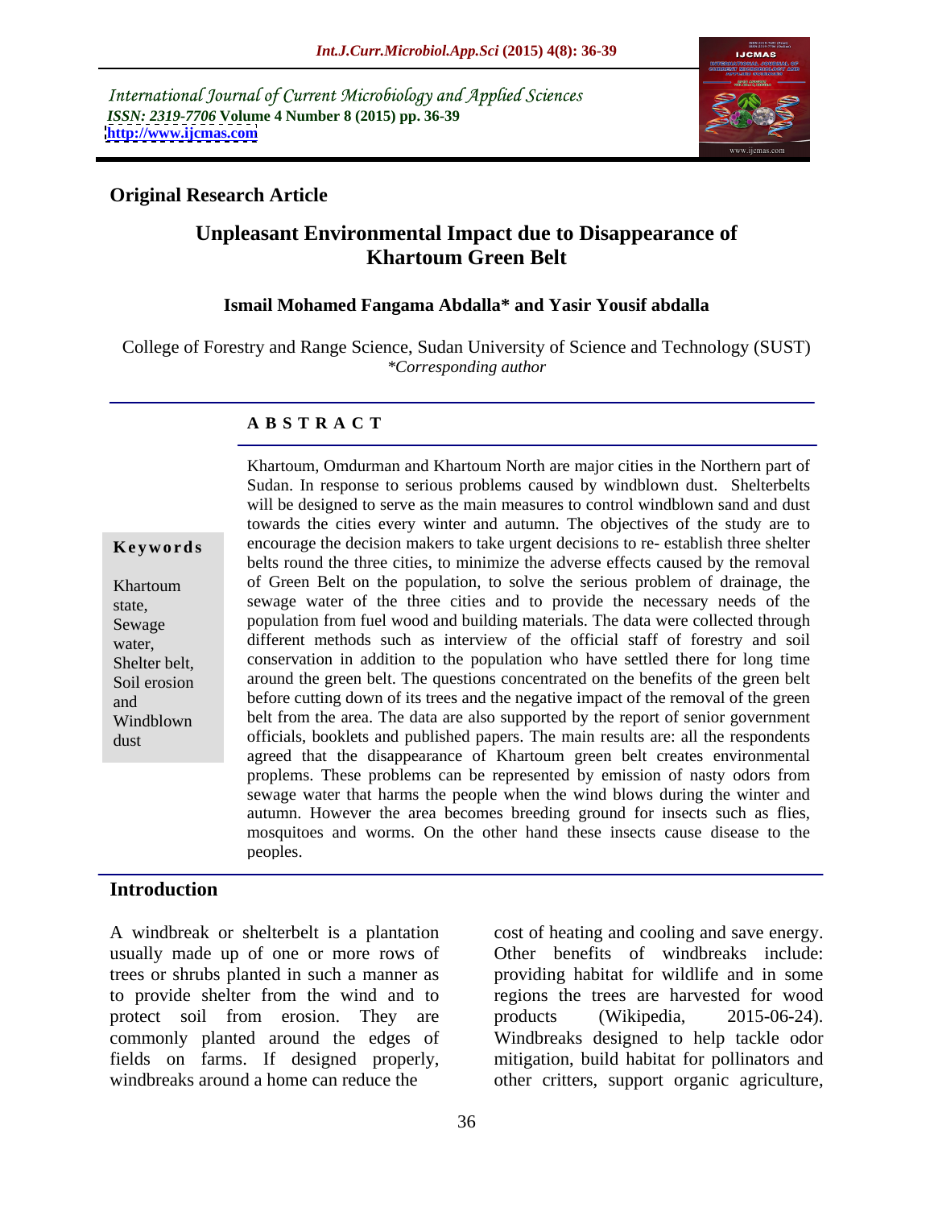International Journal of Current Microbiology and Applied Sciences
*ISSN: 2319-7706* **Volume 4 Number 8 (2015) pp. 36-39**
**http://www.ijcmas.com**

## Original Research Article

# Unpleasant Environmental Impact due to Disappearance of Khartoum Green Belt

**Ismail Mohamed Fangama Abdalla\* and Yasir Yousif abdalla**

College of Forestry and Range Science, Sudan University of Science and Technology (SUST)
*\*Corresponding author*

## A B S T R A C T

**Keywords**

Khartoum state, Sewage water, Shelter belt, Soil erosion and Windblown dust

Khartoum, Omdurman and Khartoum North are major cities in the Northern part of Sudan. In response to serious problems caused by windblown dust. Shelterbelts will be designed to serve as the main measures to control windblown sand and dust towards the cities every winter and autumn. The objectives of the study are to encourage the decision makers to take urgent decisions to re- establish three shelter belts round the three cities, to minimize the adverse effects caused by the removal of Green Belt on the population, to solve the serious problem of drainage, the sewage water of the three cities and to provide the necessary needs of the population from fuel wood and building materials. The data were collected through different methods such as interview of the official staff of forestry and soil conservation in addition to the population who have settled there for long time around the green belt. The questions concentrated on the benefits of the green belt before cutting down of its trees and the negative impact of the removal of the green belt from the area. The data are also supported by the report of senior government officials, booklets and published papers. The main results are: all the respondents agreed that the disappearance of Khartoum green belt creates environmental proplems. These problems can be represented by emission of nasty odors from sewage water that harms the people when the wind blows during the winter and autumn. However the area becomes breeding ground for insects such as flies, mosquitoes and worms. On the other hand these insects cause disease to the peoples.

## Introduction

A windbreak or shelterbelt is a plantation usually made up of one or more rows of trees or shrubs planted in such a manner as to provide shelter from the wind and to protect soil from erosion. They are commonly planted around the edges of fields on farms. If designed properly, windbreaks around a home can reduce the cost of heating and cooling and save energy. Other benefits of windbreaks include: providing habitat for wildlife and in some regions the trees are harvested for wood products (Wikipedia, 2015-06-24). Windbreaks designed to help tackle odor mitigation, build habitat for pollinators and other critters, support organic agriculture,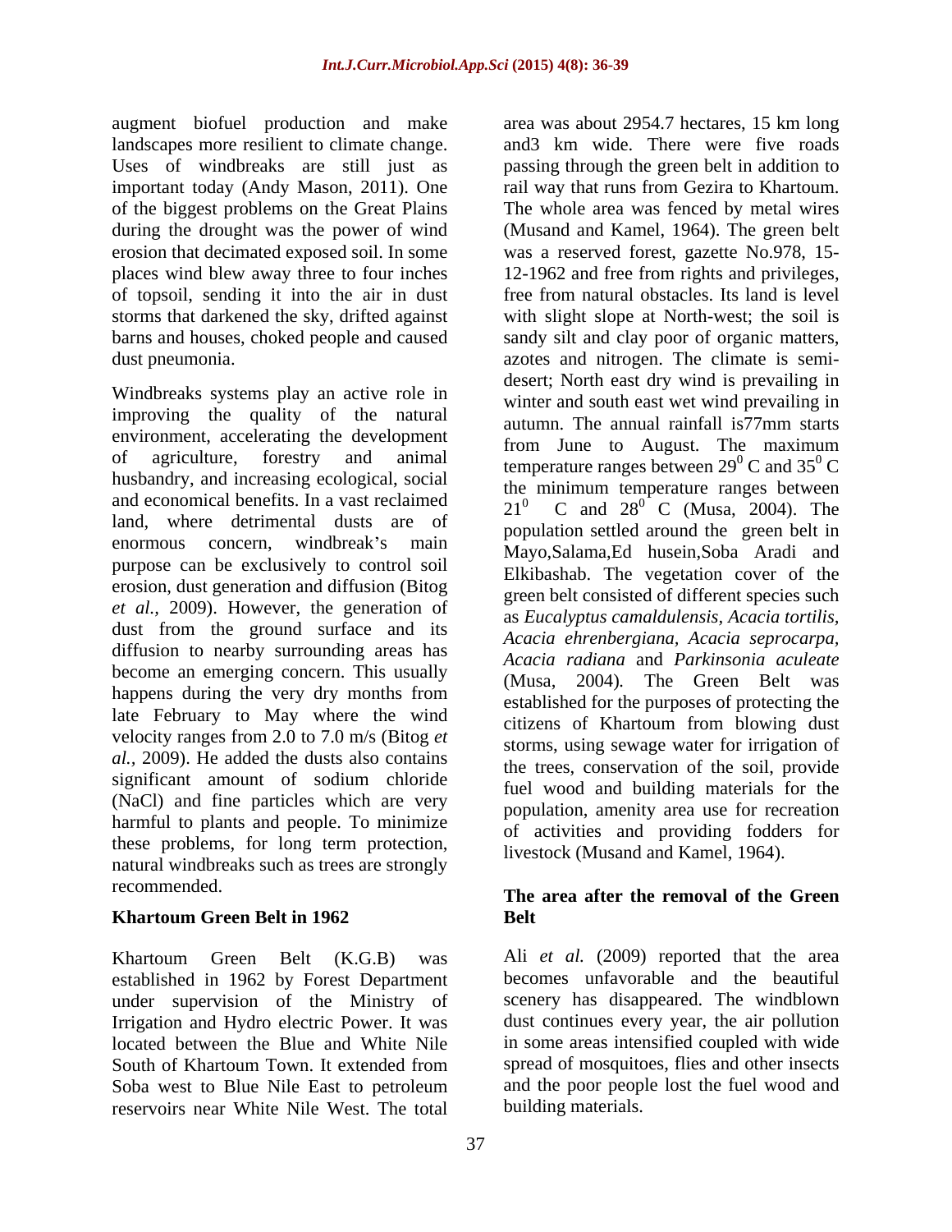augment biofuel production and make landscapes more resilient to climate change. Uses of windbreaks are still just as important today (Andy Mason, 2011). One of the biggest problems on the Great Plains during the drought was the power of wind erosion that decimated exposed soil. In some places wind blew away three to four inches of topsoil, sending it into the air in dust storms that darkened the sky, drifted against barns and houses, choked people and caused dust pneumonia.

Windbreaks systems play an active role in improving the quality of the natural environment, accelerating the development of agriculture, forestry and animal husbandry, and increasing ecological, social and economical benefits. In a vast reclaimed land, where detrimental dusts are of enormous concern, windbreak's main purpose can be exclusively to control soil erosion, dust generation and diffusion (Bitog *et al.*, 2009). However, the generation of dust from the ground surface and its diffusion to nearby surrounding areas has become an emerging concern. This usually happens during the very dry months from late February to May where the wind velocity ranges from 2.0 to 7.0 m/s (Bitog *et al.*, 2009). He added the dusts also contains significant amount of sodium chloride (NaCl) and fine particles which are very harmful to plants and people. To minimize these problems, for long term protection, natural windbreaks such as trees are strongly recommended.

## Khartoum Green Belt in 1962

Khartoum Green Belt (K.G.B) was established in 1962 by Forest Department under supervision of the Ministry of Irrigation and Hydro electric Power. It was located between the Blue and White Nile South of Khartoum Town. It extended from Soba west to Blue Nile East to petroleum reservoirs near White Nile West. The total area was about 2954.7 hectares, 15 km long and3 km wide. There were five roads passing through the green belt in addition to rail way that runs from Gezira to Khartoum. The whole area was fenced by metal wires (Musand and Kamel, 1964). The green belt was a reserved forest, gazette No.978, 15-12-1962 and free from rights and privileges, free from natural obstacles. Its land is level with slight slope at North-west; the soil is sandy silt and clay poor of organic matters, azotes and nitrogen. The climate is semi-desert; North east dry wind is prevailing in winter and south east wet wind prevailing in autumn. The annual rainfall is77mm starts from June to August. The maximum temperature ranges between $29^0$ C and $35^0$ C the minimum temperature ranges between $21^0$ C and $28^0$ C (Musa, 2004). The population settled around the green belt in Mayo,Salama,Ed husein,Soba Aradi and Elkibashab. The vegetation cover of the green belt consisted of different species such as *Eucalyptus camaldulensis, Acacia tortilis, Acacia ehrenbergiana, Acacia seprocarpa, Acacia radiana* and *Parkinsonia aculeate* (Musa, 2004). The Green Belt was established for the purposes of protecting the citizens of Khartoum from blowing dust storms, using sewage water for irrigation of the trees, conservation of the soil, provide fuel wood and building materials for the population, amenity area use for recreation of activities and providing fodders for livestock (Musand and Kamel, 1964).

## The area after the removal of the Green Belt

Ali *et al.* (2009) reported that the area becomes unfavorable and the beautiful scenery has disappeared. The windblown dust continues every year, the air pollution in some areas intensified coupled with wide spread of mosquitoes, flies and other insects and the poor people lost the fuel wood and building materials.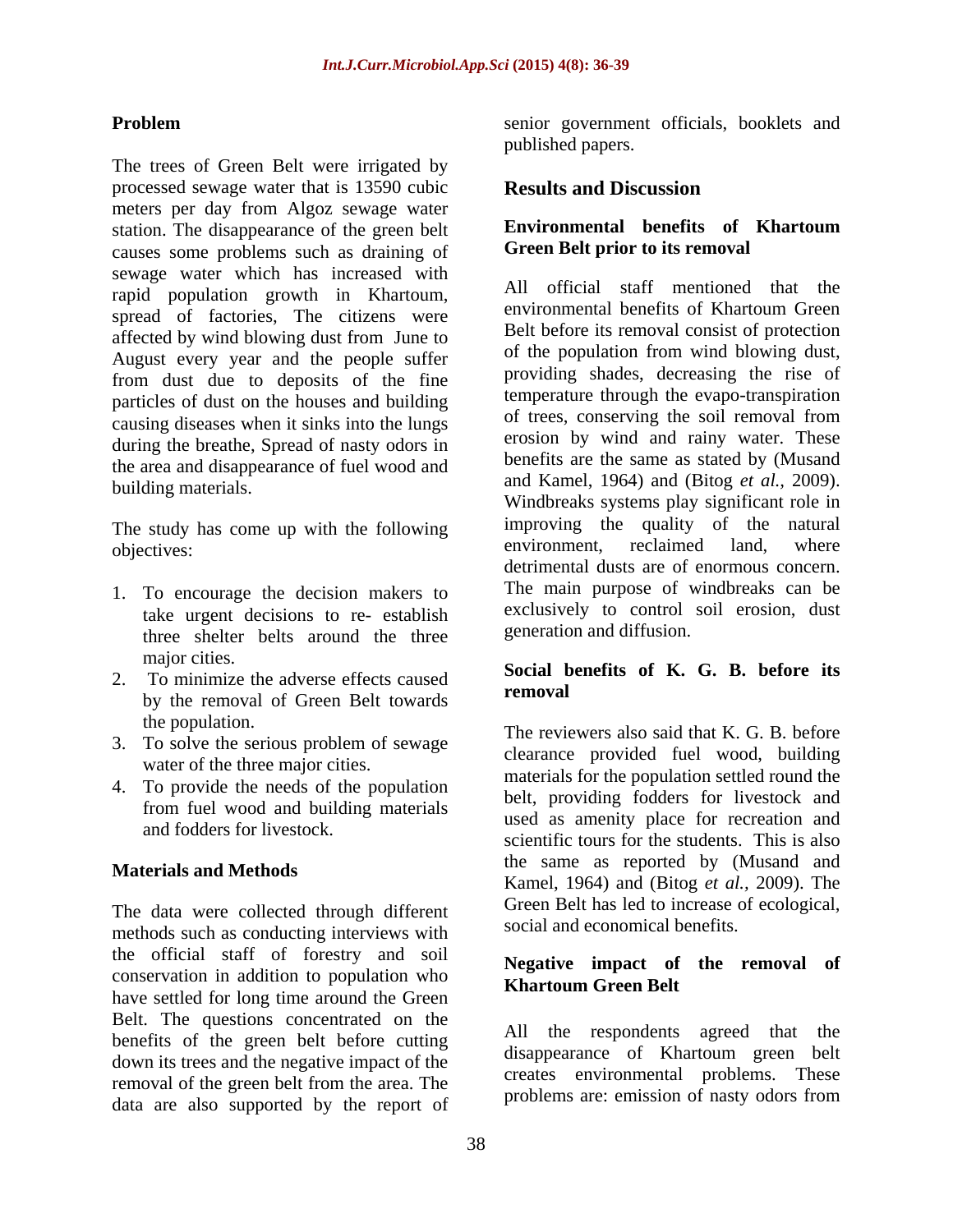### Problem

The trees of Green Belt were irrigated by processed sewage water that is 13590 cubic meters per day from Algoz sewage water station. The disappearance of the green belt causes some problems such as draining of sewage water which has increased with rapid population growth in Khartoum, spread of factories, The citizens were affected by wind blowing dust from June to August every year and the people suffer from dust due to deposits of the fine particles of dust on the houses and building causing diseases when it sinks into the lungs during the breathe, Spread of nasty odors in the area and disappearance of fuel wood and building materials.

The study has come up with the following objectives:

1. To encourage the decision makers to take urgent decisions to re- establish three shelter belts around the three major cities.
2. To minimize the adverse effects caused by the removal of Green Belt towards the population.
3. To solve the serious problem of sewage water of the three major cities.
4. To provide the needs of the population from fuel wood and building materials and fodders for livestock.

## Materials and Methods

The data were collected through different methods such as conducting interviews with the official staff of forestry and soil conservation in addition to population who have settled for long time around the Green Belt. The questions concentrated on the benefits of the green belt before cutting down its trees and the negative impact of the removal of the green belt from the area. The data are also supported by the report of senior government officials, booklets and published papers.

## Results and Discussion

### Environmental benefits of Khartoum Green Belt prior to its removal

All official staff mentioned that the environmental benefits of Khartoum Green Belt before its removal consist of protection of the population from wind blowing dust, providing shades, decreasing the rise of temperature through the evapo-transpiration of trees, conserving the soil removal from erosion by wind and rainy water. These benefits are the same as stated by (Musand and Kamel, 1964) and (Bitog *et al.,* 2009). Windbreaks systems play significant role in improving the quality of the natural environment, reclaimed land, where detrimental dusts are of enormous concern. The main purpose of windbreaks can be exclusively to control soil erosion, dust generation and diffusion.

### Social benefits of K. G. B. before its removal

The reviewers also said that K. G. B. before clearance provided fuel wood, building materials for the population settled round the belt, providing fodders for livestock and used as amenity place for recreation and scientific tours for the students. This is also the same as reported by (Musand and Kamel, 1964) and (Bitog *et al.*, 2009). The Green Belt has led to increase of ecological, social and economical benefits.

### Negative impact of the removal of Khartoum Green Belt

All the respondents agreed that the disappearance of Khartoum green belt creates environmental problems. These problems are: emission of nasty odors from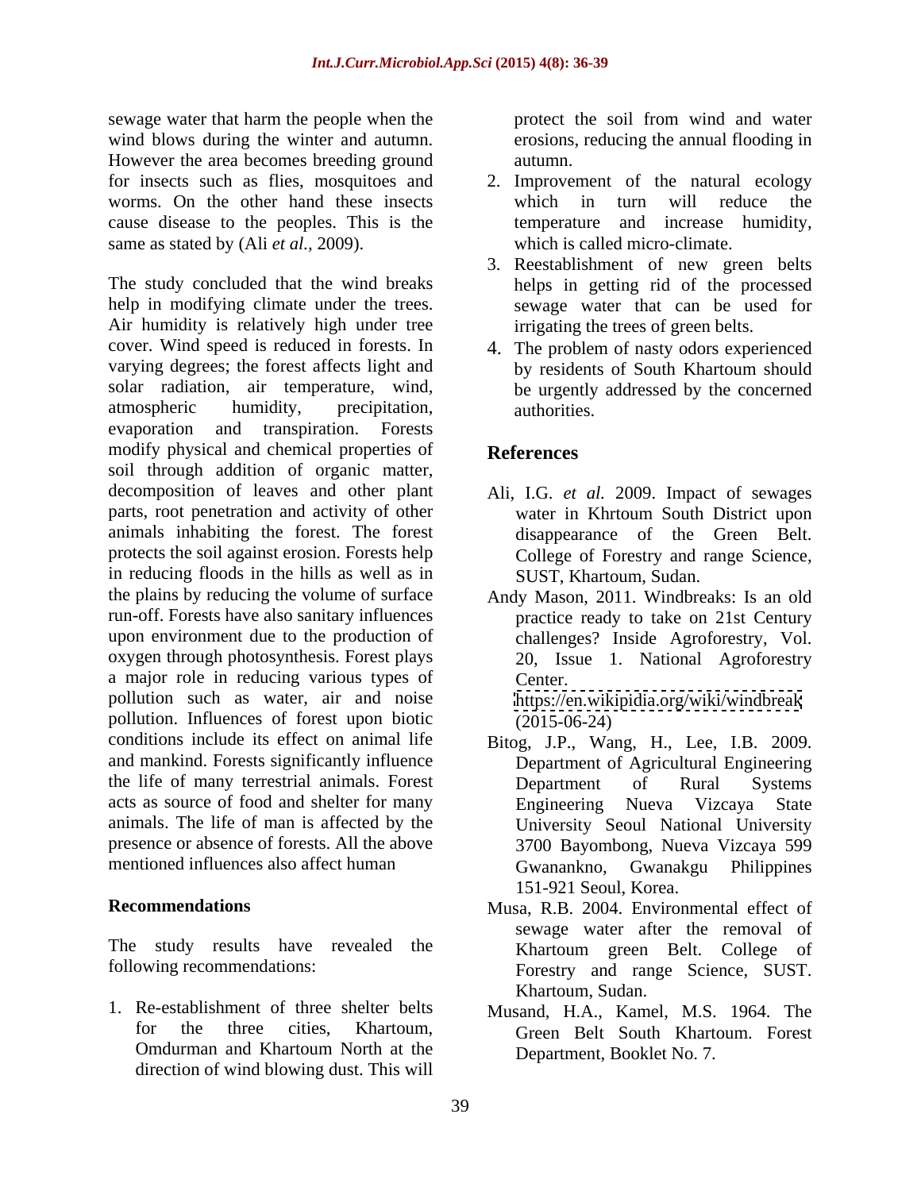sewage water that harm the people when the wind blows during the winter and autumn. However the area becomes breeding ground for insects such as flies, mosquitoes and worms. On the other hand these insects cause disease to the peoples. This is the same as stated by (Ali *et al.,* 2009).

The study concluded that the wind breaks help in modifying climate under the trees. Air humidity is relatively high under tree cover. Wind speed is reduced in forests. In varying degrees; the forest affects light and solar radiation, air temperature, wind, atmospheric humidity, precipitation, evaporation and transpiration. Forests modify physical and chemical properties of soil through addition of organic matter, decomposition of leaves and other plant parts, root penetration and activity of other animals inhabiting the forest. The forest protects the soil against erosion. Forests help in reducing floods in the hills as well as in the plains by reducing the volume of surface run-off. Forests have also sanitary influences upon environment due to the production of oxygen through photosynthesis. Forest plays a major role in reducing various types of pollution such as water, air and noise pollution. Influences of forest upon biotic conditions include its effect on animal life and mankind. Forests significantly influence the life of many terrestrial animals. Forest acts as source of food and shelter for many animals. The life of man is affected by the presence or absence of forests. All the above mentioned influences also affect human

## Recommendations

The study results have revealed the following recommendations:

1. Re-establishment of three shelter belts for the three cities, Khartoum, Omdurman and Khartoum North at the direction of wind blowing dust. This will protect the soil from wind and water erosions, reducing the annual flooding in autumn.
2. Improvement of the natural ecology which in turn will reduce the temperature and increase humidity, which is called micro-climate.
3. Reestablishment of new green belts helps in getting rid of the processed sewage water that can be used for irrigating the trees of green belts.
4. The problem of nasty odors experienced by residents of South Khartoum should be urgently addressed by the concerned authorities.

## References

Ali, I.G. *et al.* 2009. Impact of sewages water in Khrtoum South District upon disappearance of the Green Belt. College of Forestry and range Science, SUST, Khartoum, Sudan.

Andy Mason, 2011. Windbreaks: Is an old practice ready to take on 21st Century challenges? Inside Agroforestry, Vol. 20, Issue 1. National Agroforestry Center. https://en.wikipidia.org/wiki/windbreak (2015-06-24)

Bitog, J.P., Wang, H., Lee, I.B. 2009. Department of Agricultural Engineering Department of Rural Systems Engineering Nueva Vizcaya State University Seoul National University 3700 Bayombong, Nueva Vizcaya 599 Gwanankno, Gwanakgu Philippines 151-921 Seoul, Korea.

Musa, R.B. 2004. Environmental effect of sewage water after the removal of Khartoum green Belt. College of Forestry and range Science, SUST. Khartoum, Sudan.

Musand, H.A., Kamel, M.S. 1964. The Green Belt South Khartoum. Forest Department, Booklet No. 7.